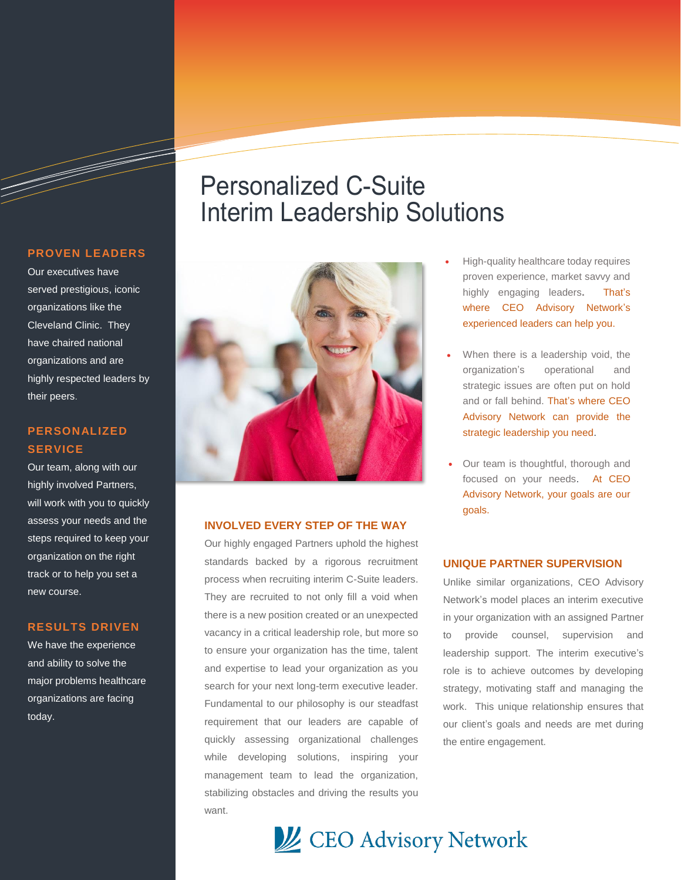# Personalized C-Suite Interim Leadership Solutions

## PROVEN LEADERS

Our executives have served prestigious, iconic organizations like the Cleveland Clinic. They have chaired national organizations and are highly respected leaders by their peers.

## PERSONALIZED SERVICE

Our team, along with our highly involved Partners, will work with you to quickly assess your needs and the steps required to keep your organization on the right track or to help you set a new course.

## RESULTS DRIVEN

We have the experience and ability to solve the major problems healthcare organizations are facing today.

- High-quality healthcare today requires proven experience, market savvy and highly engaging leaders. That's where CEO Advisory Network's experienced leaders can help you.
- When there is a leadership void, the organization's operational and strategic issues are often put on hold and or fall behind. That's where CEO Advisory Network can provide the strategic leadership you need.
- Our team is thoughtful, thorough and focused on your needs. At CEO Advisory Network, your goals are our goals.

## INVOLVED EVERY STEP OF THE WAY

Our highly engaged Partners uphold the highest standards backed by a rigorous recruitment process when recruiting interim C-Suite leaders. They are recruited to not only fill a void when there is a new position created or an unexpected vacancy in a critical leadership role, but more so to ensure your organization has the time, talent and expertise to lead your organization as you search for your next long-term executive leader. Fundamental to our philosophy is our steadfast requirement that our leaders are capable of quickly assessing organizational challenges while developing solutions, inspiring your management team to lead the organization, stabilizing obstacles and driving the results you want.

## UNIQUE PARTNER SUPERVISION

Unlike similar organizations, CEO Advisory Network's model places an interim executive in your organization with an assigned Partner to provide counsel, supervision and leadership support. The interim executive's role is to achieve outcomes by developing strategy, motivating staff and managing the work. This unique relationship ensures that our client's goals and needs are met during the entire engagement.

CEO Advisory Network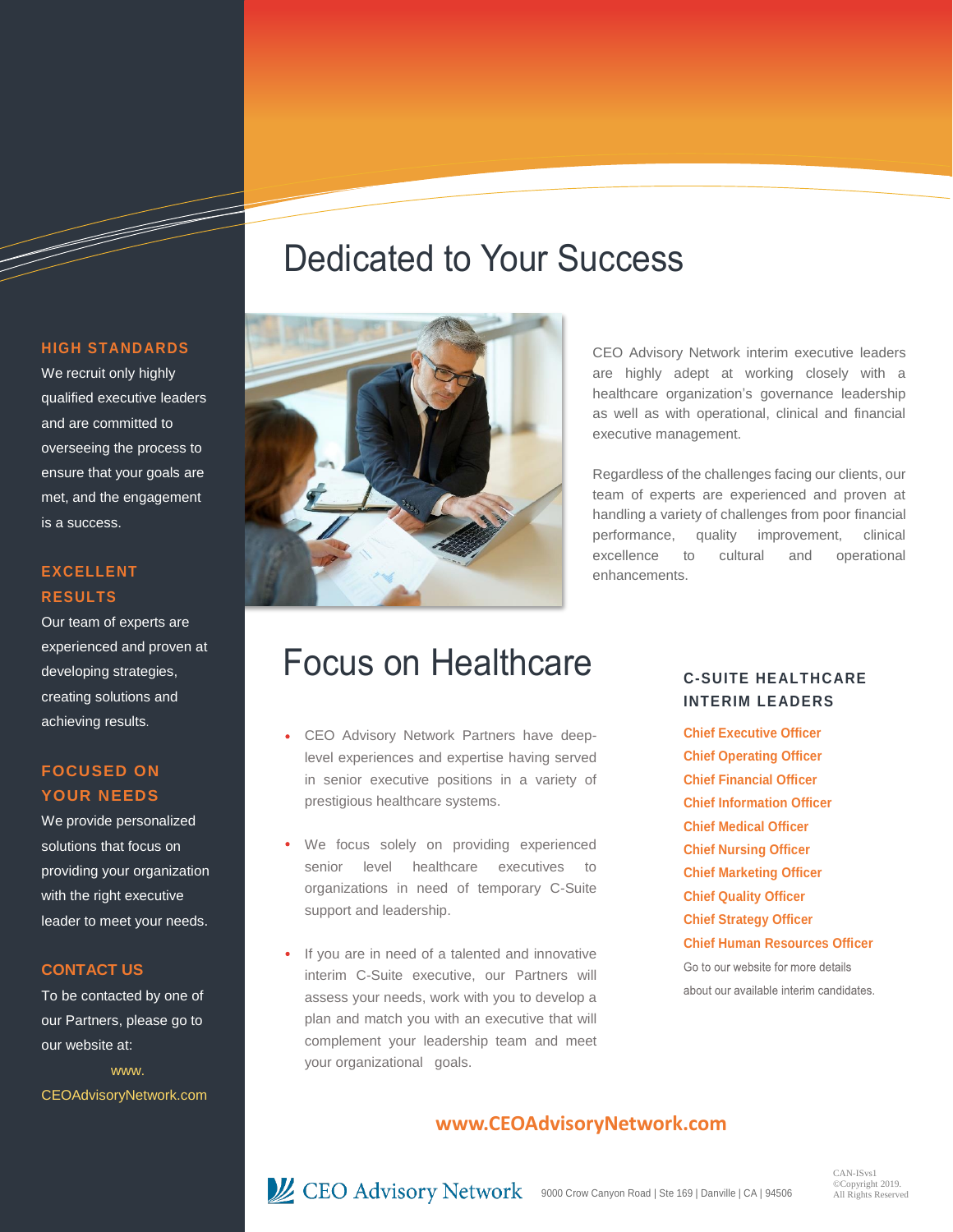# Dedicated to Your Success

CEO Advisory Network interim executive leaders are highly adept at working closely with a healthcare organization's governance leadership as well as with operational, clinical and financial executive management.

Regardless of the challenges facing our clients, our team of experts are experienced and proven at handling a variety of challenges from poor financial performance, quality improvement, clinical excellence to cultural and operational enhancements.

# Focus on Healthcare

- CEO Advisory Network Partners have deep-level experiences and expertise having served in senior executive positions in a variety of prestigious healthcare systems.
- We focus solely on providing experienced senior level healthcare executives to organizations in need of temporary C-Suite support and leadership.
- If you are in need of a talented and innovative interim C-Suite executive, our Partners will assess your needs, work with you to develop a plan and match you with an executive that will complement your leadership team and meet your organizational goals.

### C-SUITE HEALTHCARE INTERIM LEADERS

**Chief Executive Officer**
**Chief Operating Officer**
**Chief Financial Officer**
**Chief Information Officer**
**Chief Medical Officer**
**Chief Nursing Officer**
**Chief Marketing Officer**
**Chief Quality Officer**
**Chief Strategy Officer**
**Chief Human Resources Officer**

Go to our website for more details about our available interim candidates.

### HIGH STANDARDS

We recruit only highly qualified executive leaders and are committed to overseeing the process to ensure that your goals are met, and the engagement is a success.

### EXCELLENT RESULTS

Our team of experts are experienced and proven at developing strategies, creating solutions and achieving results.

### FOCUSED ON YOUR NEEDS

We provide personalized solutions that focus on providing your organization with the right executive leader to meet your needs.

### CONTACT US

To be contacted by one of our Partners, please go to our website at:

www.CEOAdvisoryNetwork.com

**www.CEOAdvisoryNetwork.com**

CEO Advisory Network

9000 Crow Canyon Road | Ste 169 | Danville | CA | 94506

CAN-ISvs1
©Copyright 2019.
All Rights Reserved